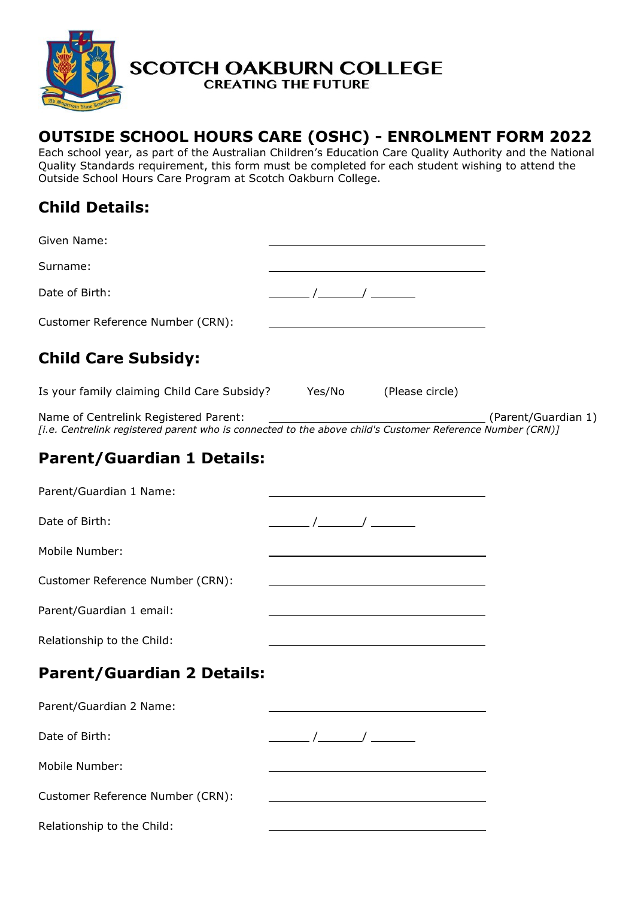**SCOTCH OAKBURN COLLEGE**
**CREATING THE FUTURE**

# OUTSIDE SCHOOL HOURS CARE (OSHC) - ENROLMENT FORM 2022

Each school year, as part of the Australian Children's Education Care Quality Authority and the National Quality Standards requirement, this form must be completed for each student wishing to attend the Outside School Hours Care Program at Scotch Oakburn College.

## Child Details:

Given Name: ______________________________

Surname: ______________________________

Date of Birth: ______ /______/ ______

Customer Reference Number (CRN): ______________________________

## Child Care Subsidy:

Is your family claiming Child Care Subsidy? Yes/No (Please circle)

Name of Centrelink Registered Parent: ______________________________ (Parent/Guardian 1)
*[i.e. Centrelink registered parent who is connected to the above child's Customer Reference Number (CRN)]*

## Parent/Guardian 1 Details:

Parent/Guardian 1 Name: ______________________________

Date of Birth: ______ /______/ ______

Mobile Number: ______________________________

Customer Reference Number (CRN): ______________________________

Parent/Guardian 1 email: ______________________________

Relationship to the Child: ______________________________

## Parent/Guardian 2 Details:

Parent/Guardian 2 Name: ______________________________

Date of Birth: ______ /______/ ______

Mobile Number: ______________________________

Customer Reference Number (CRN): ______________________________

Relationship to the Child: ______________________________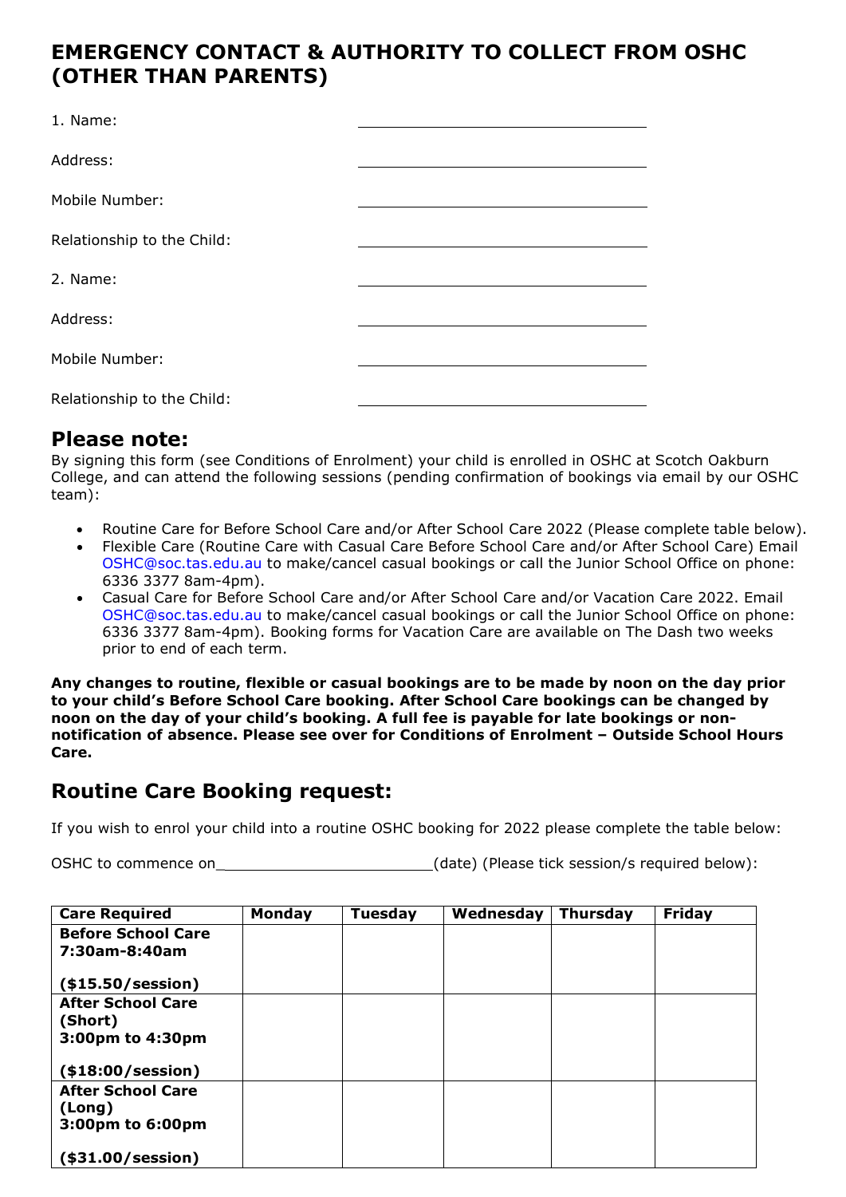## EMERGENCY CONTACT & AUTHORITY TO COLLECT FROM OSHC (OTHER THAN PARENTS)

1. Name: ______________________________

Address: ______________________________

Mobile Number: ______________________________

Relationship to the Child: ______________________________

2. Name: ______________________________

Address: ______________________________

Mobile Number: ______________________________

Relationship to the Child: ______________________________

## Please note:

By signing this form (see Conditions of Enrolment) your child is enrolled in OSHC at Scotch Oakburn College, and can attend the following sessions (pending confirmation of bookings via email by our OSHC team):

- Routine Care for Before School Care and/or After School Care 2022 (Please complete table below).
- Flexible Care (Routine Care with Casual Care Before School Care and/or After School Care) Email OSHC@soc.tas.edu.au to make/cancel casual bookings or call the Junior School Office on phone: 6336 3377 8am-4pm).
- Casual Care for Before School Care and/or After School Care and/or Vacation Care 2022. Email OSHC@soc.tas.edu.au to make/cancel casual bookings or call the Junior School Office on phone: 6336 3377 8am-4pm). Booking forms for Vacation Care are available on The Dash two weeks prior to end of each term.

**Any changes to routine, flexible or casual bookings are to be made by noon on the day prior to your child's Before School Care booking. After School Care bookings can be changed by noon on the day of your child's booking. A full fee is payable for late bookings or non-notification of absence. Please see over for Conditions of Enrolment – Outside School Hours Care.**

## Routine Care Booking request:

If you wish to enrol your child into a routine OSHC booking for 2022 please complete the table below:

OSHC to commence on________________________(date) (Please tick session/s required below):

| Care Required | Monday | Tuesday | Wednesday | Thursday | Friday |
|---|---|---|---|---|---|
| **Before School Care 7:30am-8:40am ($15.50/session)** | | | | | |
| **After School Care (Short) 3:00pm to 4:30pm ($18:00/session)** | | | | | |
| **After School Care (Long) 3:00pm to 6:00pm ($31.00/session)** | | | | | |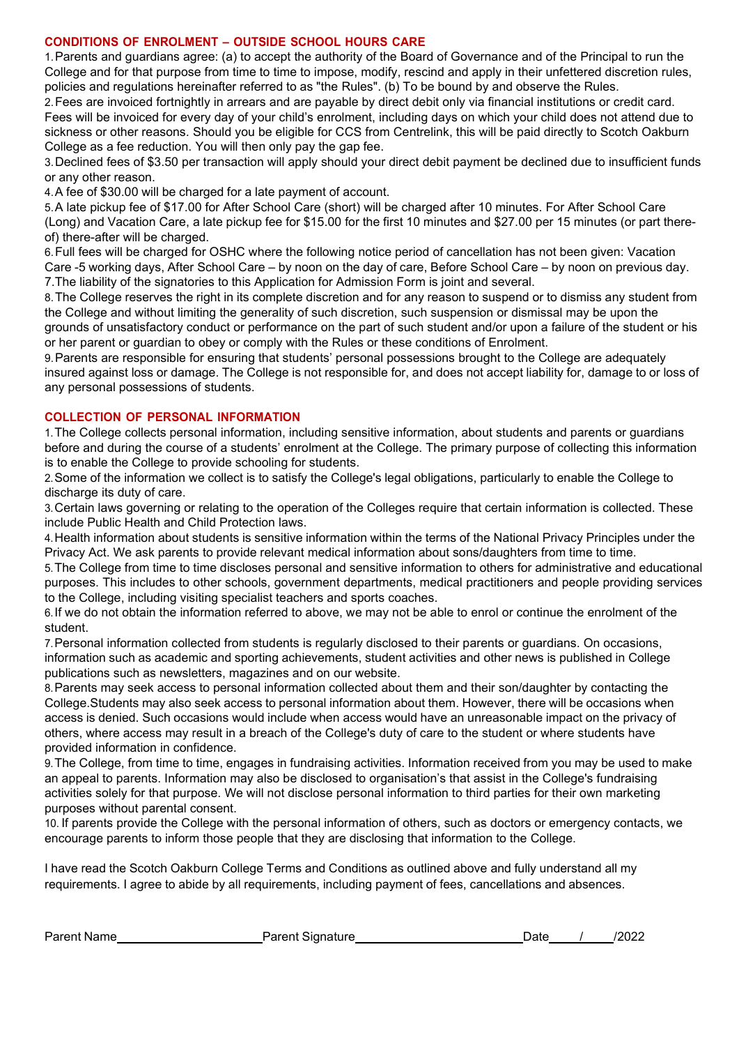## CONDITIONS OF ENROLMENT – OUTSIDE SCHOOL HOURS CARE

1. Parents and guardians agree: (a) to accept the authority of the Board of Governance and of the Principal to run the College and for that purpose from time to time to impose, modify, rescind and apply in their unfettered discretion rules, policies and regulations hereinafter referred to as "the Rules". (b) To be bound by and observe the Rules.
2. Fees are invoiced fortnightly in arrears and are payable by direct debit only via financial institutions or credit card. Fees will be invoiced for every day of your child's enrolment, including days on which your child does not attend due to sickness or other reasons. Should you be eligible for CCS from Centrelink, this will be paid directly to Scotch Oakburn College as a fee reduction. You will then only pay the gap fee.
3. Declined fees of $3.50 per transaction will apply should your direct debit payment be declined due to insufficient funds or any other reason.
4. A fee of $30.00 will be charged for a late payment of account.
5. A late pickup fee of $17.00 for After School Care (short) will be charged after 10 minutes. For After School Care (Long) and Vacation Care, a late pickup fee for $15.00 for the first 10 minutes and $27.00 per 15 minutes (or part there-of) there-after will be charged.
6. Full fees will be charged for OSHC where the following notice period of cancellation has not been given: Vacation Care -5 working days, After School Care – by noon on the day of care, Before School Care – by noon on previous day.
7. The liability of the signatories to this Application for Admission Form is joint and several.
8. The College reserves the right in its complete discretion and for any reason to suspend or to dismiss any student from the College and without limiting the generality of such discretion, such suspension or dismissal may be upon the grounds of unsatisfactory conduct or performance on the part of such student and/or upon a failure of the student or his or her parent or guardian to obey or comply with the Rules or these conditions of Enrolment.
9. Parents are responsible for ensuring that students' personal possessions brought to the College are adequately insured against loss or damage. The College is not responsible for, and does not accept liability for, damage to or loss of any personal possessions of students.

## COLLECTION OF PERSONAL INFORMATION

1. The College collects personal information, including sensitive information, about students and parents or guardians before and during the course of a students' enrolment at the College. The primary purpose of collecting this information is to enable the College to provide schooling for students.
2. Some of the information we collect is to satisfy the College's legal obligations, particularly to enable the College to discharge its duty of care.
3. Certain laws governing or relating to the operation of the Colleges require that certain information is collected. These include Public Health and Child Protection laws.
4. Health information about students is sensitive information within the terms of the National Privacy Principles under the Privacy Act. We ask parents to provide relevant medical information about sons/daughters from time to time.
5. The College from time to time discloses personal and sensitive information to others for administrative and educational purposes. This includes to other schools, government departments, medical practitioners and people providing services to the College, including visiting specialist teachers and sports coaches.
6. If we do not obtain the information referred to above, we may not be able to enrol or continue the enrolment of the student.
7. Personal information collected from students is regularly disclosed to their parents or guardians. On occasions, information such as academic and sporting achievements, student activities and other news is published in College publications such as newsletters, magazines and on our website.
8. Parents may seek access to personal information collected about them and their son/daughter by contacting the College.Students may also seek access to personal information about them. However, there will be occasions when access is denied. Such occasions would include when access would have an unreasonable impact on the privacy of others, where access may result in a breach of the College's duty of care to the student or where students have provided information in confidence.
9. The College, from time to time, engages in fundraising activities. Information received from you may be used to make an appeal to parents. Information may also be disclosed to organisation's that assist in the College's fundraising activities solely for that purpose. We will not disclose personal information to third parties for their own marketing purposes without parental consent.
10. If parents provide the College with the personal information of others, such as doctors or emergency contacts, we encourage parents to inform those people that they are disclosing that information to the College.

I have read the Scotch Oakburn College Terms and Conditions as outlined above and fully understand all my requirements. I agree to abide by all requirements, including payment of fees, cancellations and absences.

Parent Name\_\_\_\_\_\_\_\_\_\_\_\_\_\_\_\_\_\_\_\_ Parent Signature\_\_\_\_\_\_\_\_\_\_\_\_\_\_\_\_\_\_\_\_\_\_\_\_ Date\_\_\_\_/\_\_\_\_/2022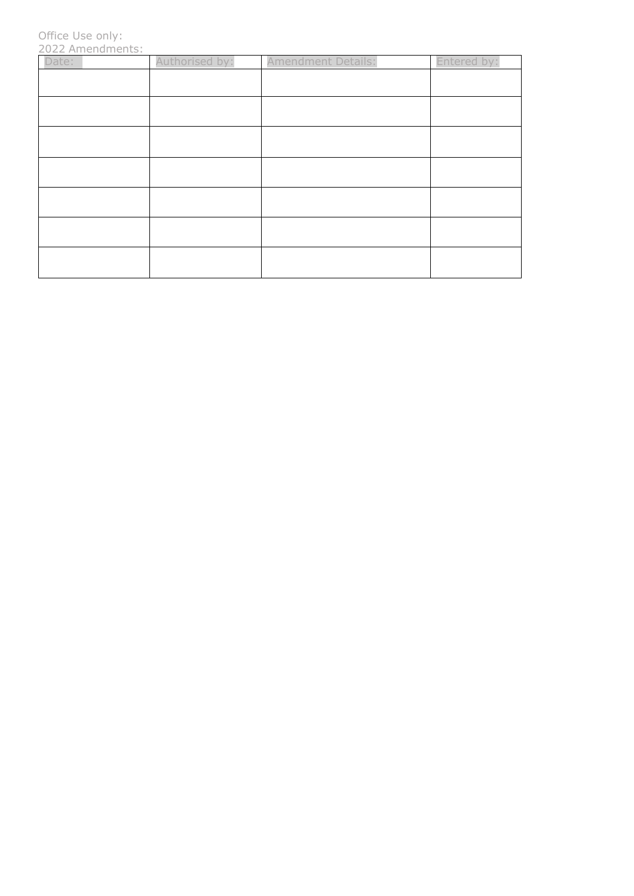Office Use only:

2022 Amendments:

| Date: | Authorised by: | Amendment Details: | Entered by: |
|---|---|---|---|
| | | | |
| | | | |
| | | | |
| | | | |
| | | | |
| | | | |
| | | | |